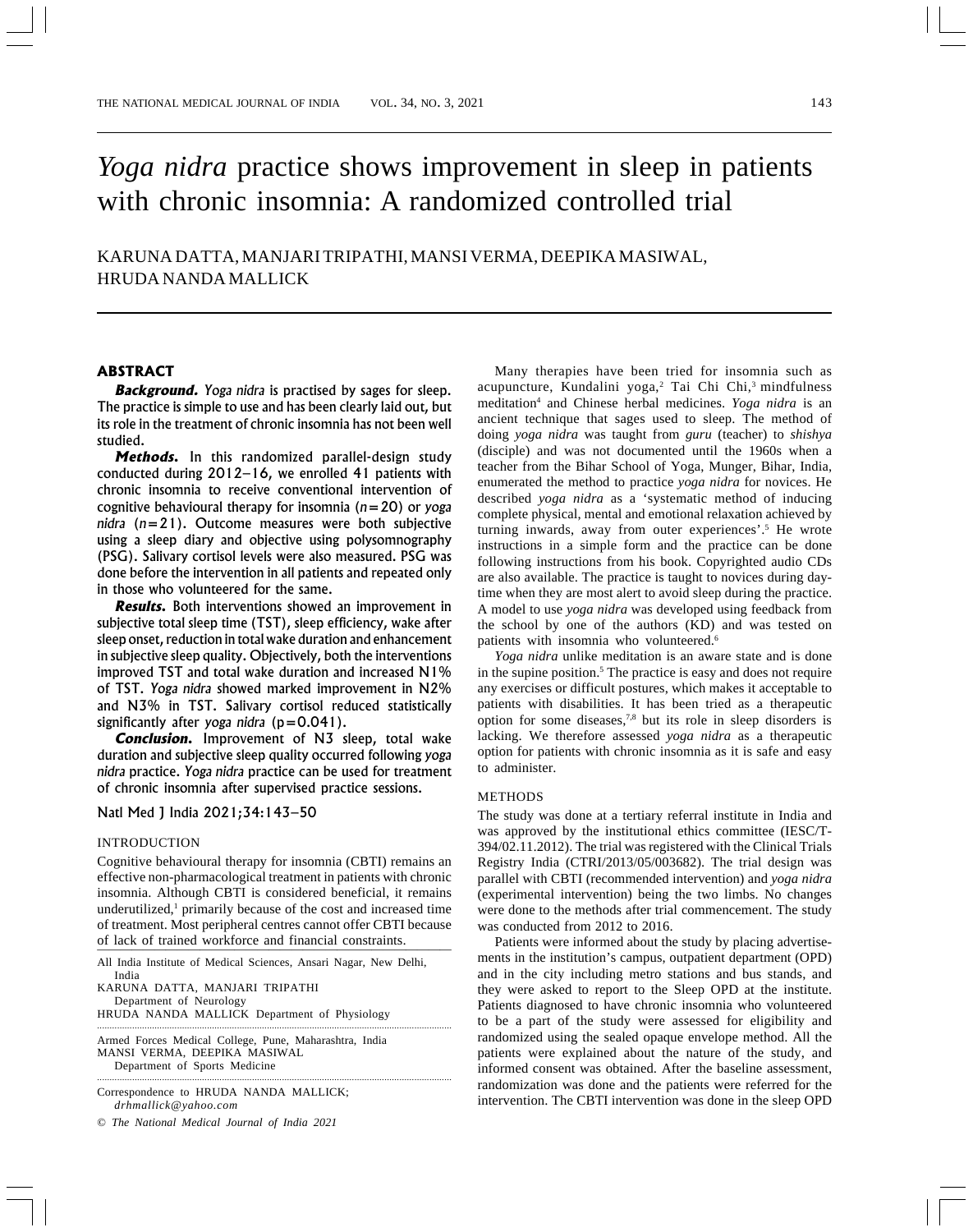# *Yoga nidra* practice shows improvement in sleep in patients with chronic insomnia: A randomized controlled trial

KARUNA DATTA, MANJARI TRIPATHI, MANSI VERMA, DEEPIKA MASIWAL, HRUDA NANDA MALLICK

## ABSTRACT

***Background.*** *Yoga nidra* is practised by sages for sleep. The practice is simple to use and has been clearly laid out, but its role in the treatment of chronic insomnia has not been well studied.

***Methods.*** In this randomized parallel-design study conducted during 2012–16, we enrolled 41 patients with chronic insomnia to receive conventional intervention of cognitive behavioural therapy for insomnia ($n=20$) or *yoga nidra* ($n=21$). Outcome measures were both subjective using a sleep diary and objective using polysomnography (PSG). Salivary cortisol levels were also measured. PSG was done before the intervention in all patients and repeated only in those who volunteered for the same.

***Results.*** Both interventions showed an improvement in subjective total sleep time (TST), sleep efficiency, wake after sleep onset, reduction in total wake duration and enhancement in subjective sleep quality. Objectively, both the interventions improved TST and total wake duration and increased N1% of TST. *Yoga nidra* showed marked improvement in N2% and N3% in TST. Salivary cortisol reduced statistically significantly after *yoga nidra* ($p=0.041$).

***Conclusion.*** Improvement of N3 sleep, total wake duration and subjective sleep quality occurred following *yoga nidra* practice. *Yoga nidra* practice can be used for treatment of chronic insomnia after supervised practice sessions.

Natl Med J India 2021;34:143–50

## INTRODUCTION

Cognitive behavioural therapy for insomnia (CBTI) remains an effective non-pharmacological treatment in patients with chronic insomnia. Although CBTI is considered beneficial, it remains underutilized,[1] primarily because of the cost and increased time of treatment. Most peripheral centres cannot offer CBTI because of lack of trained workforce and financial constraints.

Many therapies have been tried for insomnia such as acupuncture, Kundalini yoga,[2] Tai Chi Chi,[3] mindfulness meditation[4] and Chinese herbal medicines. *Yoga nidra* is an ancient technique that sages used to sleep. The method of doing *yoga nidra* was taught from *guru* (teacher) to *shishya* (disciple) and was not documented until the 1960s when a teacher from the Bihar School of Yoga, Munger, Bihar, India, enumerated the method to practise *yoga nidra* for novices. He described *yoga nidra* as a 'systematic method of inducing complete physical, mental and emotional relaxation achieved by turning inwards, away from outer experiences'.[5] He wrote instructions in a simple form and the practice can be done following instructions from his book. Copyrighted audio CDs are also available. The practice is taught to novices during day-time when they are most alert to avoid sleep during the practice. A model to use *yoga nidra* was developed using feedback from the school by one of the authors (KD) and was tested on patients with insomnia who volunteered.[6]

*Yoga nidra* unlike meditation is an aware state and is done in the supine position.[5] The practice is easy and does not require any exercises or difficult postures, which makes it acceptable to patients with disabilities. It has been tried as a therapeutic option for some diseases,[7,8] but its role in sleep disorders is lacking. We therefore assessed *yoga nidra* as a therapeutic option for patients with chronic insomnia as it is safe and easy to administer.

## METHODS

The study was done at a tertiary referral institute in India and was approved by the institutional ethics committee (IESC/T-394/02.11.2012). The trial was registered with the Clinical Trials Registry India (CTRI/2013/05/003682). The trial design was parallel with CBTI (recommended intervention) and *yoga nidra* (experimental intervention) being the two limbs. No changes were done to the methods after trial commencement. The study was conducted from 2012 to 2016.

Patients were informed about the study by placing advertisements in the institution's campus, outpatient department (OPD) and in the city including metro stations and bus stands, and they were asked to report to the Sleep OPD at the institute. Patients diagnosed to have chronic insomnia who volunteered to be a part of the study were assessed for eligibility and randomized using the sealed opaque envelope method. All the patients were explained about the nature of the study, and informed consent was obtained. After the baseline assessment, randomization was done and the patients were referred for the intervention. The CBTI intervention was done in the sleep OPD

---

All India Institute of Medical Sciences, Ansari Nagar, New Delhi, India
KARUNA DATTA, MANJARI TRIPATHI Department of Neurology
HRUDA NANDA MALLICK Department of Physiology

Armed Forces Medical College, Pune, Maharashtra, India
MANSI VERMA, DEEPIKA MASIWAL Department of Sports Medicine

Correspondence to HRUDA NANDA MALLICK; *drhmallick@yahoo.com*

© *The National Medical Journal of India 2021*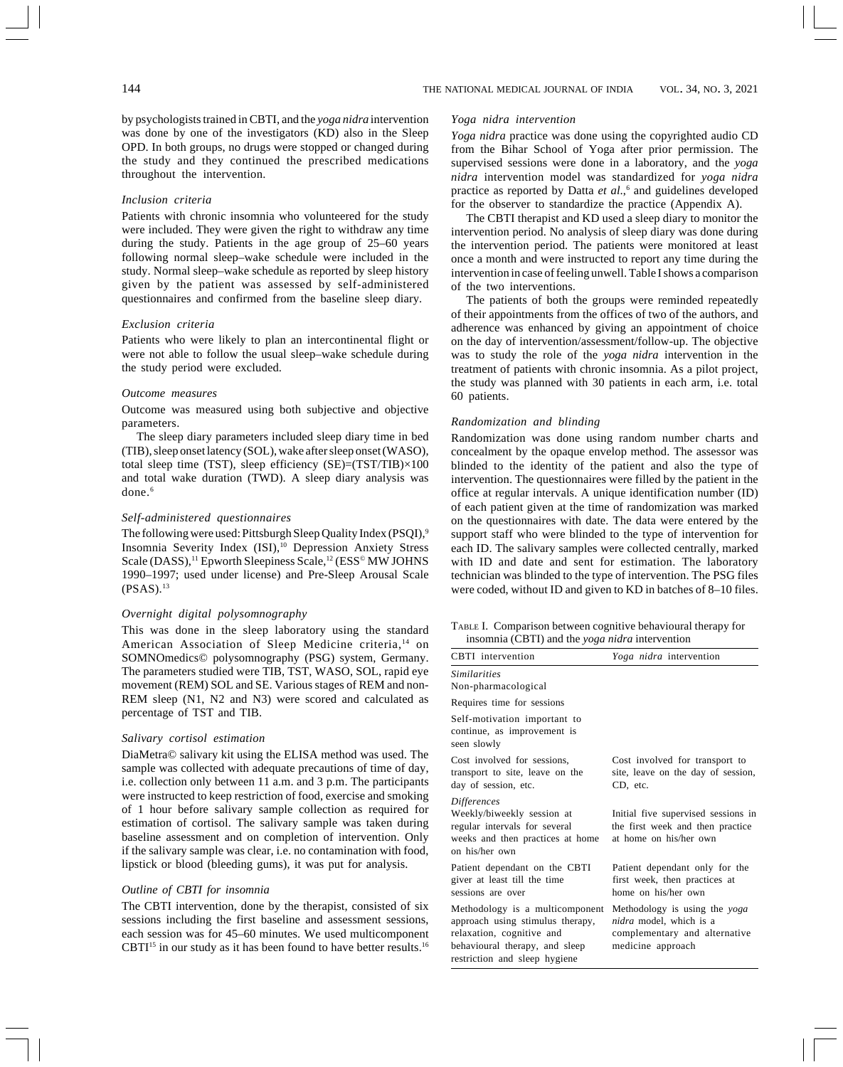by psychologists trained in CBTI, and the *yoga nidra* intervention was done by one of the investigators (KD) also in the Sleep OPD. In both groups, no drugs were stopped or changed during the study and they continued the prescribed medications throughout the intervention.

### *Inclusion criteria*

Patients with chronic insomnia who volunteered for the study were included. They were given the right to withdraw any time during the study. Patients in the age group of 25–60 years following normal sleep–wake schedule were included in the study. Normal sleep–wake schedule as reported by sleep history given by the patient was assessed by self-administered questionnaires and confirmed from the baseline sleep diary.

### *Exclusion criteria*

Patients who were likely to plan an intercontinental flight or were not able to follow the usual sleep–wake schedule during the study period were excluded.

### *Outcome measures*

Outcome was measured using both subjective and objective parameters.

The sleep diary parameters included sleep diary time in bed (TIB), sleep onset latency (SOL), wake after sleep onset (WASO), total sleep time (TST), sleep efficiency (SE)=(TST/TIB)×100 and total wake duration (TWD). A sleep diary analysis was done.[6]

### *Self-administered questionnaires*

The following were used: Pittsburgh Sleep Quality Index (PSQI),[9] Insomnia Severity Index (ISI),[10] Depression Anxiety Stress Scale (DASS),[11] Epworth Sleepiness Scale,[12] (ESS© MW JOHNS 1990–1997; used under license) and Pre-Sleep Arousal Scale (PSAS).[13]

### *Overnight digital polysomnography*

This was done in the sleep laboratory using the standard American Association of Sleep Medicine criteria,[14] on SOMNOmedics© polysomnography (PSG) system, Germany. The parameters studied were TIB, TST, WASO, SOL, rapid eye movement (REM) SOL and SE. Various stages of REM and non-REM sleep (N1, N2 and N3) were scored and calculated as percentage of TST and TIB.

### *Salivary cortisol estimation*

DiaMetra© salivary kit using the ELISA method was used. The sample was collected with adequate precautions of time of day, i.e. collection only between 11 a.m. and 3 p.m. The participants were instructed to keep restriction of food, exercise and smoking of 1 hour before salivary sample collection as required for estimation of cortisol. The salivary sample was taken during baseline assessment and on completion of intervention. Only if the salivary sample was clear, i.e. no contamination with food, lipstick or blood (bleeding gums), it was put for analysis.

### *Outline of CBTI for insomnia*

The CBTI intervention, done by the therapist, consisted of six sessions including the first baseline and assessment sessions, each session was for 45–60 minutes. We used multicomponent CBTI[15] in our study as it has been found to have better results.[16]

### *Yoga nidra intervention*

*Yoga nidra* practice was done using the copyrighted audio CD from the Bihar School of Yoga after prior permission. The supervised sessions were done in a laboratory, and the *yoga nidra* intervention model was standardized for *yoga nidra* practice as reported by Datta *et al*.,[6] and guidelines developed for the observer to standardize the practice (Appendix A).

The CBTI therapist and KD used a sleep diary to monitor the intervention period. No analysis of sleep diary was done during the intervention period. The patients were monitored at least once a month and were instructed to report any time during the intervention in case of feeling unwell. Table I shows a comparison of the two interventions.

The patients of both the groups were reminded repeatedly of their appointments from the offices of two of the authors, and adherence was enhanced by giving an appointment of choice on the day of intervention/assessment/follow-up. The objective was to study the role of the *yoga nidra* intervention in the treatment of patients with chronic insomnia. As a pilot project, the study was planned with 30 patients in each arm, i.e. total 60 patients.

### *Randomization and blinding*

Randomization was done using random number charts and concealment by the opaque envelop method. The assessor was blinded to the identity of the patient and also the type of intervention. The questionnaires were filled by the patient in the office at regular intervals. A unique identification number (ID) of each patient given at the time of randomization was marked on the questionnaires with date. The data were entered by the support staff who were blinded to the type of intervention for each ID. The salivary samples were collected centrally, marked with ID and date and sent for estimation. The laboratory technician was blinded to the type of intervention. The PSG files were coded, without ID and given to KD in batches of 8–10 files.

TABLE I. Comparison between cognitive behavioural therapy for insomnia (CBTI) and the *yoga nidra* intervention

| CBTI intervention | *Yoga nidra* intervention |
|---|---|
| *Similarities* | |
| Non-pharmacological | |
| Requires time for sessions | |
| Self-motivation important to continue, as improvement is seen slowly | |
| Cost involved for sessions, transport to site, leave on the day of session, etc. | Cost involved for transport to site, leave on the day of session, CD, etc. |
| *Differences* | |
| Weekly/biweekly session at regular intervals for several weeks and then practices at home on his/her own | Initial five supervised sessions in the first week and then practice at home on his/her own |
| Patient dependant on the CBTI giver at least till the time sessions are over | Patient dependant only for the first week, then practices at home on his/her own |
| Methodology is a multicomponent approach using stimulus therapy, relaxation, cognitive and behavioural therapy, and sleep restriction and sleep hygiene | Methodology is using the *yoga nidra* model, which is a complementary and alternative medicine approach |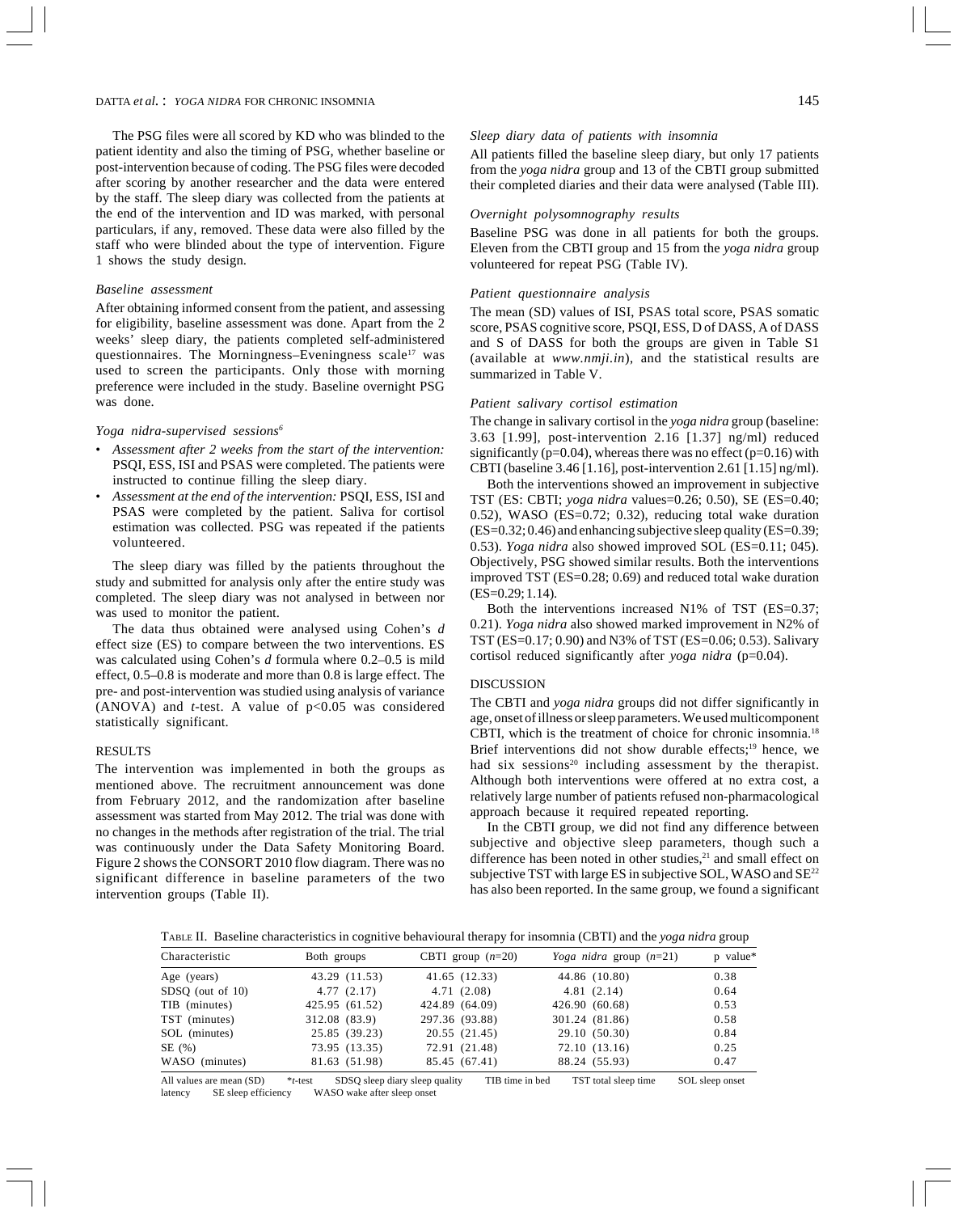The PSG files were all scored by KD who was blinded to the patient identity and also the timing of PSG, whether baseline or post-intervention because of coding. The PSG files were decoded after scoring by another researcher and the data were entered by the staff. The sleep diary was collected from the patients at the end of the intervention and ID was marked, with personal particulars, if any, removed. These data were also filled by the staff who were blinded about the type of intervention. Figure 1 shows the study design.

### *Baseline assessment*

After obtaining informed consent from the patient, and assessing for eligibility, baseline assessment was done. Apart from the 2 weeks' sleep diary, the patients completed self-administered questionnaires. The Morningness–Eveningness scale[17] was used to screen the participants. Only those with morning preference were included in the study. Baseline overnight PSG was done.

### *Yoga nidra-supervised sessions*[6]

- *Assessment after 2 weeks from the start of the intervention:* PSQI, ESS, ISI and PSAS were completed. The patients were instructed to continue filling the sleep diary.
- *Assessment at the end of the intervention:* PSQI, ESS, ISI and PSAS were completed by the patient. Saliva for cortisol estimation was collected. PSG was repeated if the patients volunteered.

The sleep diary was filled by the patients throughout the study and submitted for analysis only after the entire study was completed. The sleep diary was not analysed in between nor was used to monitor the patient.

The data thus obtained were analysed using Cohen's *d* effect size (ES) to compare between the two interventions. ES was calculated using Cohen's *d* formula where 0.2–0.5 is mild effect, 0.5–0.8 is moderate and more than 0.8 is large effect. The pre- and post-intervention was studied using analysis of variance (ANOVA) and *t*-test. A value of $p<0.05$ was considered statistically significant.

## RESULTS

The intervention was implemented in both the groups as mentioned above. The recruitment announcement was done from February 2012, and the randomization after baseline assessment was started from May 2012. The trial was done with no changes in the methods after registration of the trial. The trial was continuously under the Data Safety Monitoring Board. Figure 2 shows the CONSORT 2010 flow diagram. There was no significant difference in baseline parameters of the two intervention groups (Table II).

### *Sleep diary data of patients with insomnia*

All patients filled the baseline sleep diary, but only 17 patients from the *yoga nidra* group and 13 of the CBTI group submitted their completed diaries and their data were analysed (Table III).

### *Overnight polysomnography results*

Baseline PSG was done in all patients for both the groups. Eleven from the CBTI group and 15 from the *yoga nidra* group volunteered for repeat PSG (Table IV).

### *Patient questionnaire analysis*

The mean (SD) values of ISI, PSAS total score, PSAS somatic score, PSAS cognitive score, PSQI, ESS, D of DASS, A of DASS and S of DASS for both the groups are given in Table S1 (available at *www.nmji.in*), and the statistical results are summarized in Table V.

### *Patient salivary cortisol estimation*

The change in salivary cortisol in the *yoga nidra* group (baseline: 3.63 [1.99], post-intervention 2.16 [1.37] ng/ml) reduced significantly (p=0.04), whereas there was no effect (p=0.16) with CBTI (baseline 3.46 [1.16], post-intervention 2.61 [1.15] ng/ml).

Both the interventions showed an improvement in subjective TST (ES: CBTI; *yoga nidra* values=0.26; 0.50), SE (ES=0.40; 0.52), WASO (ES=0.72; 0.32), reducing total wake duration (ES=0.32; 0.46) and enhancing subjective sleep quality (ES=0.39; 0.53). *Yoga nidra* also showed improved SOL (ES=0.11; 045). Objectively, PSG showed similar results. Both the interventions improved TST (ES=0.28; 0.69) and reduced total wake duration (ES=0.29; 1.14).

Both the interventions increased N1% of TST (ES=0.37; 0.21). *Yoga nidra* also showed marked improvement in N2% of TST (ES=0.17; 0.90) and N3% of TST (ES=0.06; 0.53). Salivary cortisol reduced significantly after *yoga nidra* (p=0.04).

## DISCUSSION

The CBTI and *yoga nidra* groups did not differ significantly in age, onset of illness or sleep parameters. We used multicomponent CBTI, which is the treatment of choice for chronic insomnia.[18] Brief interventions did not show durable effects;[19] hence, we had six sessions[20] including assessment by the therapist. Although both interventions were offered at no extra cost, a relatively large number of patients refused non-pharmacological approach because it required repeated reporting.

In the CBTI group, we did not find any difference between subjective and objective sleep parameters, though such a difference has been noted in other studies,[21] and small effect on subjective TST with large ES in subjective SOL, WASO and SE[22] has also been reported. In the same group, we found a significant

TABLE II. Baseline characteristics in cognitive behavioural therapy for insomnia (CBTI) and the *yoga nidra* group

| Characteristic | Both groups | CBTI group (*n*=20) | *Yoga nidra* group (*n*=21) | p value* |
|---|---|---|---|---|
| Age (years) | 43.29 (11.53) | 41.65 (12.33) | 44.86 (10.80) | 0.38 |
| SDSQ (out of 10) | 4.77 (2.17) | 4.71 (2.08) | 4.81 (2.14) | 0.64 |
| TIB (minutes) | 425.95 (61.52) | 424.89 (64.09) | 426.90 (60.68) | 0.53 |
| TST (minutes) | 312.08 (83.9) | 297.36 (93.88) | 301.24 (81.86) | 0.58 |
| SOL (minutes) | 25.85 (39.23) | 20.55 (21.45) | 29.10 (50.30) | 0.84 |
| SE (%) | 73.95 (13.35) | 72.91 (21.48) | 72.10 (13.16) | 0.25 |
| WASO (minutes) | 81.63 (51.98) | 85.45 (67.41) | 88.24 (55.93) | 0.47 |

All values are mean (SD) &nbsp; \**t*-test &nbsp; SDSQ sleep diary sleep quality &nbsp; TIB time in bed &nbsp; TST total sleep time &nbsp; SOL sleep onset latency &nbsp; SE sleep efficiency &nbsp; WASO wake after sleep onset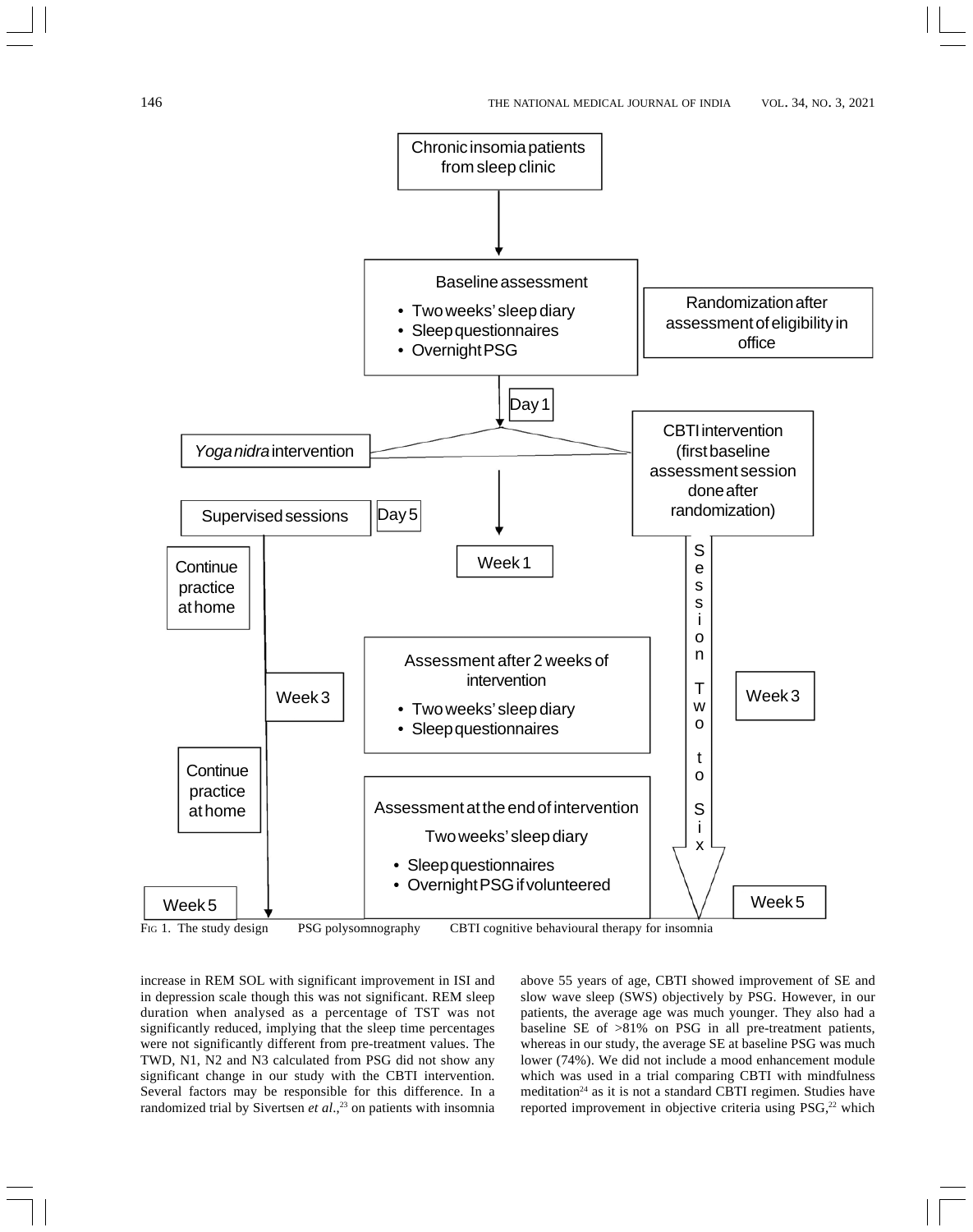Chronic insomia patients from sleep clinic

Baseline assessment
- Two weeks' sleep diary
- Sleep questionnaires
- Overnight PSG

Randomization after assessment of eligibility in office

Day 1

*Yoga nidra* intervention

CBTI intervention (first baseline assessment session done after randomization)

Supervised sessions

Day 5

Week 1

Continue practice at home

Session Two to Six

Assessment after 2 weeks of intervention
- Two weeks' sleep diary
- Sleep questionnaires

Week 3

Week 3

Continue practice at home

Assessment at the end of intervention

Two weeks' sleep diary
- Sleep questionnaires
- Overnight PSG if volunteered

Week 5

Week 5

FIG 1. The study design PSG polysomnography CBTI cognitive behavioural therapy for insomnia

increase in REM SOL with significant improvement in ISI and in depression scale though this was not significant. REM sleep duration when analysed as a percentage of TST was not significantly reduced, implying that the sleep time percentages were not significantly different from pre-treatment values. The TWD, N1, N2 and N3 calculated from PSG did not show any significant change in our study with the CBTI intervention. Several factors may be responsible for this difference. In a randomized trial by Sivertsen *et al.*,[23] on patients with insomnia above 55 years of age, CBTI showed improvement of SE and slow wave sleep (SWS) objectively by PSG. However, in our patients, the average age was much younger. They also had a baseline SE of >81% on PSG in all pre-treatment patients, whereas in our study, the average SE at baseline PSG was much lower (74%). We did not include a mood enhancement module which was used in a trial comparing CBTI with mindfulness meditation[24] as it is not a standard CBTI regimen. Studies have reported improvement in objective criteria using PSG,[22] which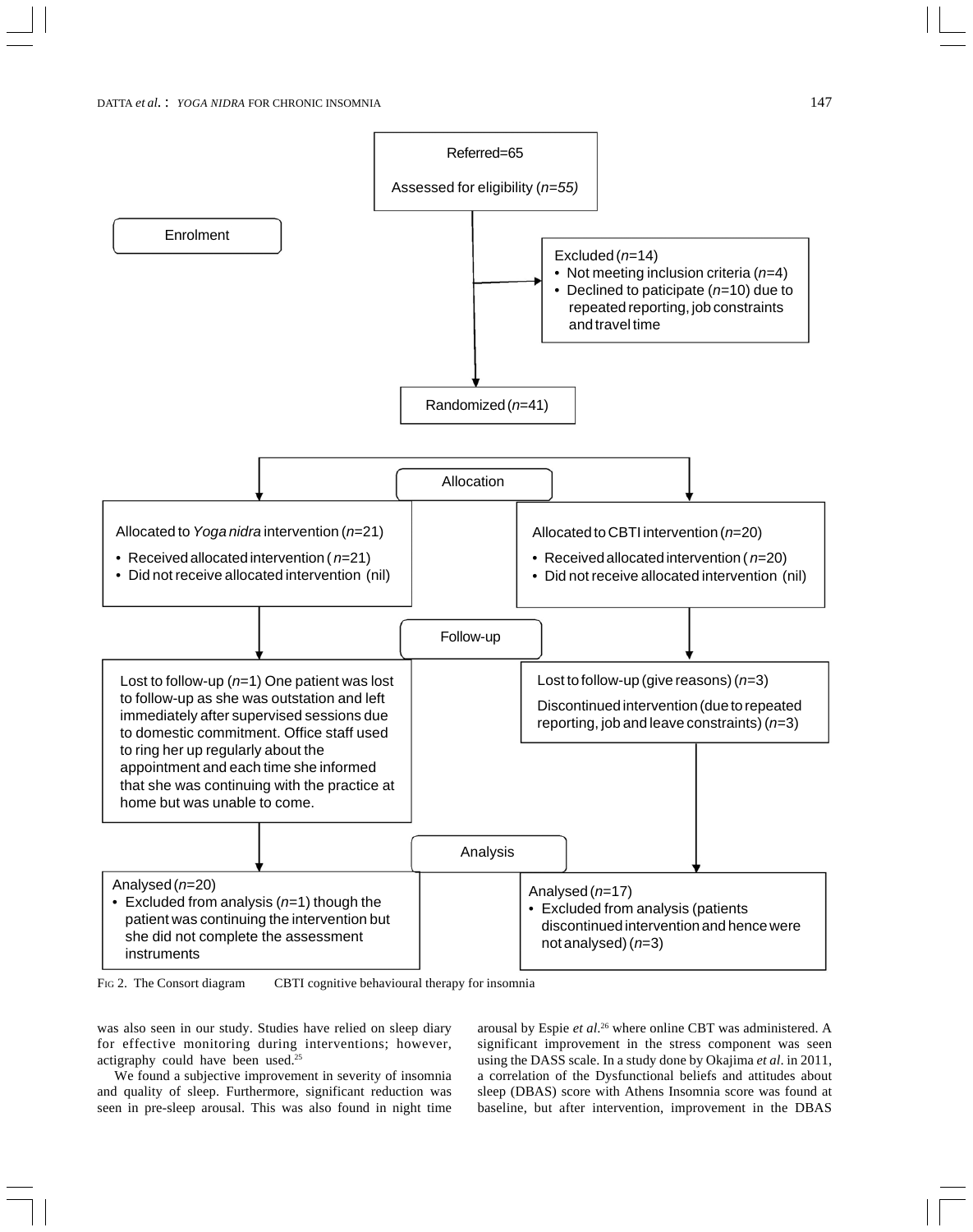Referred=65

Assessed for eligibility (*n=55)*

Enrolment

Excluded (*n*=14)
- Not meeting inclusion criteria (*n*=4)
- Declined to paticipate (*n*=10) due to repeated reporting, job constraints and travel time

Randomized (*n*=41)

Allocation

Allocated to *Yoga nidra* intervention (*n*=21)
- Received allocated intervention ( *n*=21)
- Did not receive allocated intervention (nil)

Allocated to CBTI intervention (*n*=20)
- Received allocated intervention ( *n*=20)
- Did not receive allocated intervention (nil)

Follow-up

Lost to follow-up (*n*=1) One patient was lost to follow-up as she was outstation and left immediately after supervised sessions due to domestic commitment. Office staff used to ring her up regularly about the appointment and each time she informed that she was continuing with the practice at home but was unable to come.

Lost to follow-up (give reasons) (*n*=3)

Discontinued intervention (due to repeated reporting, job and leave constraints) (*n*=3)

Analysis

Analysed (*n*=20)
- Excluded from analysis (*n*=1) though the patient was continuing the intervention but she did not complete the assessment instruments

Analysed (*n*=17)
- Excluded from analysis (patients discontinued intervention and hence were not analysed) (*n*=3)

FIG 2. The Consort diagram CBTI cognitive behavioural therapy for insomnia

was also seen in our study. Studies have relied on sleep diary for effective monitoring during interventions; however, actigraphy could have been used.[25]

We found a subjective improvement in severity of insomnia and quality of sleep. Furthermore, significant reduction was seen in pre-sleep arousal. This was also found in night time arousal by Espie *et al*.[26] where online CBT was administered. A significant improvement in the stress component was seen using the DASS scale. In a study done by Okajima *et al*. in 2011, a correlation of the Dysfunctional beliefs and attitudes about sleep (DBAS) score with Athens Insomnia score was found at baseline, but after intervention, improvement in the DBAS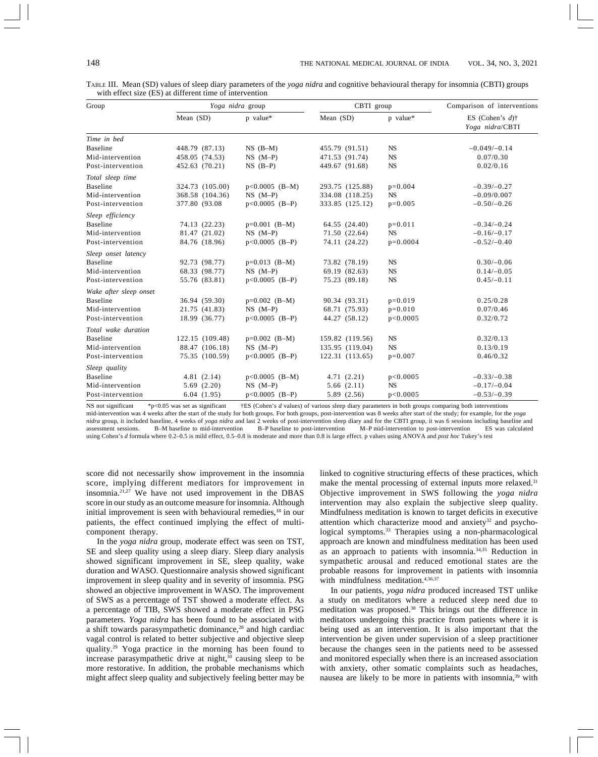TABLE III. Mean (SD) values of sleep diary parameters of the *yoga nidra* and cognitive behavioural therapy for insomnia (CBTI) groups with effect size (ES) at different time of intervention

| Group | *Yoga nidra* group | | CBTI group | | Comparison of interventions |
|---|---|---|---|---|---|
| | Mean (SD) | p value* | Mean (SD) | p value* | ES (Cohen's *d*)† *Yoga nidra*/CBTI |
| *Time in bed* | | | | | |
| Baseline | 448.79 (87.13) | NS (B–M) | 455.79 (91.51) | NS | –0.049/–0.14 |
| Mid-intervention | 458.05 (74.53) | NS (M–P) | 471.53 (91.74) | NS | 0.07/0.30 |
| Post-intervention | 452.63 (70.21) | NS (B–P) | 449.67 (91.68) | NS | 0.02/0.16 |
| *Total sleep time* | | | | | |
| Baseline | 324.73 (105.00) | p<0.0005 (B–M) | 293.75 (125.88) | p=0.004 | –0.39/–0.27 |
| Mid-intervention | 368.58 (104.36) | NS (M–P) | 334.08 (118.25) | NS | –0.09/0.007 |
| Post-intervention | 377.80 (93.08 | p<0.0005 (B–P) | 333.85 (125.12) | p=0.005 | –0.50/–0.26 |
| *Sleep efficiency* | | | | | |
| Baseline | 74.13 (22.23) | p=0.001 (B–M) | 64.55 (24.40) | p=0.011 | –0.34/–0.24 |
| Mid-intervention | 81.47 (21.02) | NS (M–P) | 71.50 (22.64) | NS | –0.16/–0.17 |
| Post-intervention | 84.76 (18.96) | p<0.0005 (B–P) | 74.11 (24.22) | p=0.0004 | –0.52/–0.40 |
| *Sleep onset latency* | | | | | |
| Baseline | 92.73 (98.77) | p=0.013 (B–M) | 73.82 (78.19) | NS | 0.30/–0.06 |
| Mid-intervention | 68.33 (98.77) | NS (M–P) | 69.19 (82.63) | NS | 0.14/–0.05 |
| Post-intervention | 55.76 (83.81) | p<0.0005 (B–P) | 75.23 (89.18) | NS | 0.45/–0.11 |
| *Wake after sleep onset* | | | | | |
| Baseline | 36.94 (59.30) | p=0.002 (B–M) | 90.34 (93.31) | p=0.019 | 0.25/0.28 |
| Mid-intervention | 21.75 (41.83) | NS (M–P) | 68.71 (75.93) | p=0.010 | 0.07/0.46 |
| Post-intervention | 18.99 (36.77) | p<0.0005 (B–P) | 44.27 (58.12) | p<0.0005 | 0.32/0.72 |
| *Total wake duration* | | | | | |
| Baseline | 122.15 (109.48) | p=0.002 (B–M) | 159.82 (119.56) | NS | 0.32/0.13 |
| Mid-intervention | 88.47 (106.18) | NS (M–P) | 135.95 (119.04) | NS | 0.13/0.19 |
| Post-intervention | 75.35 (100.59) | p<0.0005 (B–P) | 122.31 (113.65) | p=0.007 | 0.46/0.32 |
| *Sleep quality* | | | | | |
| Baseline | 4.81 (2.14) | p<0.0005 (B–M) | 4.71 (2.21) | p<0.0005 | –0.33/–0.38 |
| Mid-intervention | 5.69 (2.20) | NS (M–P) | 5.66 (2.11) | NS | –0.17/–0.04 |
| Post-intervention | 6.04 (1.95) | p<0.0005 (B–P) | 5.89 (2.56) | p<0.0005 | –0.53/–0.39 |

NS not significant *p<0.05 was set as significant †ES (Cohen's *d* values) of various sleep diary parameters in both groups comparing both interventions
mid-intervention was 4 weeks after the start of the study for both groups. For both groups, post-intervention was 8 weeks after start of the study; for example, for the *yoga nidra* group, it included baseline, 4 weeks of *yoga nidra* and last 2 weeks of post-intervention sleep diary and for the CBTI group, it was 6 sessions including baseline and assessment sessions. B–M baseline to mid-intervention B–P baseline to post-intervention M–P mid-intervention to post-intervention ES was calculated using Cohen's *d* formula where 0.2–0.5 is mild effect, 0.5–0.8 is moderate and more than 0.8 is large effect. p values using ANOVA and *post hoc* Tukey's test

score did not necessarily show improvement in the insomnia score, implying different mediators for improvement in insomnia.[21,27] We have not used improvement in the DBAS score in our study as an outcome measure for insomnia. Although initial improvement is seen with behavioural remedies,[18] in our patients, the effect continued implying the effect of multi-component therapy.

In the *yoga nidra* group, moderate effect was seen on TST, SE and sleep quality using a sleep diary. Sleep diary analysis showed significant improvement in SE, sleep quality, wake duration and WASO. Questionnaire analysis showed significant improvement in sleep quality and in severity of insomnia. PSG showed an objective improvement in WASO. The improvement of SWS as a percentage of TST showed a moderate effect. As a percentage of TIB, SWS showed a moderate effect in PSG parameters. *Yoga nidra* has been found to be associated with a shift towards parasympathetic dominance,[28] and high cardiac vagal control is related to better subjective and objective sleep quality.[29] Yoga practice in the morning has been found to increase parasympathetic drive at night,[30] causing sleep to be more restorative. In addition, the probable mechanisms which might affect sleep quality and subjectively feeling better may be linked to cognitive structuring effects of these practices, which make the mental processing of external inputs more relaxed.[31] Objective improvement in SWS following the *yoga nidra* intervention may also explain the subjective sleep quality. Mindfulness meditation is known to target deficits in executive attention which characterize mood and anxiety[32] and psychological symptoms.[33] Therapies using a non-pharmacological approach are known and mindfulness meditation has been used as an approach to patients with insomnia.[34,35] Reduction in sympathetic arousal and reduced emotional states are the probable reasons for improvement in patients with insomnia with mindfulness meditation.[4,36,37]

In our patients, *yoga nidra* produced increased TST unlike a study on meditators where a reduced sleep need due to meditation was proposed.[38] This brings out the difference in meditators undergoing this practice from patients where it is being used as an intervention. It is also important that the intervention be given under supervision of a sleep practitioner because the changes seen in the patients need to be assessed and monitored especially when there is an increased association with anxiety, other somatic complaints such as headaches, nausea are likely to be more in patients with insomnia,[39] with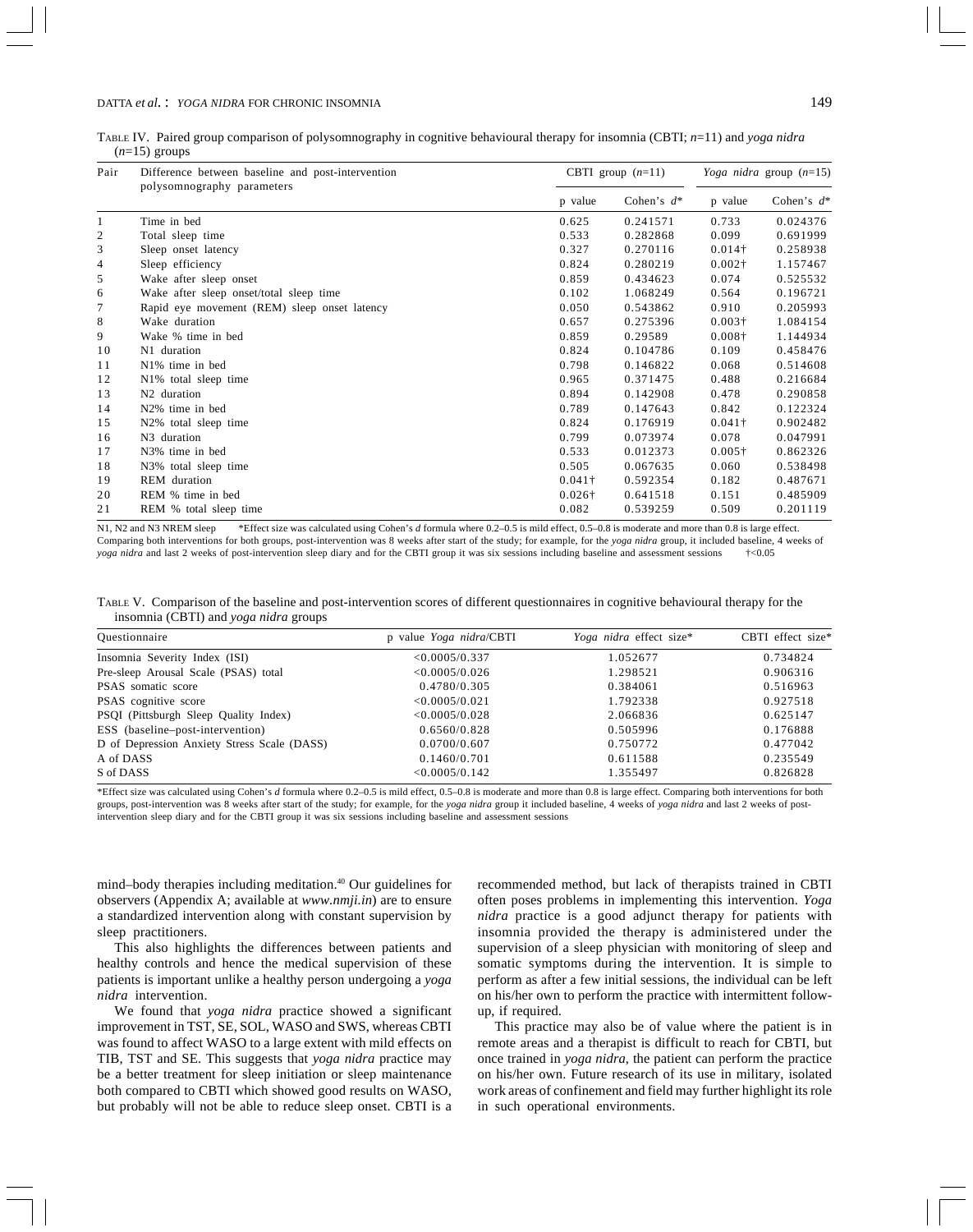TABLE IV. Paired group comparison of polysomnography in cognitive behavioural therapy for insomnia (CBTI; *n*=11) and *yoga nidra* (*n*=15) groups

| Pair | Difference between baseline and post-intervention polysomnography parameters | CBTI group (*n*=11) | | *Yoga nidra* group (*n*=15) | |
|---|---|---|---|---|---|
| | | p value | Cohen's *d** | p value | Cohen's *d** |
| 1 | Time in bed | 0.625 | 0.241571 | 0.733 | 0.024376 |
| 2 | Total sleep time | 0.533 | 0.282868 | 0.099 | 0.691999 |
| 3 | Sleep onset latency | 0.327 | 0.270116 | 0.014† | 0.258938 |
| 4 | Sleep efficiency | 0.824 | 0.280219 | 0.002† | 1.157467 |
| 5 | Wake after sleep onset | 0.859 | 0.434623 | 0.074 | 0.525532 |
| 6 | Wake after sleep onset/total sleep time | 0.102 | 1.068249 | 0.564 | 0.196721 |
| 7 | Rapid eye movement (REM) sleep onset latency | 0.050 | 0.543862 | 0.910 | 0.205993 |
| 8 | Wake duration | 0.657 | 0.275396 | 0.003† | 1.084154 |
| 9 | Wake % time in bed | 0.859 | 0.29589 | 0.008† | 1.144934 |
| 10 | N1 duration | 0.824 | 0.104786 | 0.109 | 0.458476 |
| 11 | N1% time in bed | 0.798 | 0.146822 | 0.068 | 0.514608 |
| 12 | N1% total sleep time | 0.965 | 0.371475 | 0.488 | 0.216684 |
| 13 | N2 duration | 0.894 | 0.142908 | 0.478 | 0.290858 |
| 14 | N2% time in bed | 0.789 | 0.147643 | 0.842 | 0.122324 |
| 15 | N2% total sleep time | 0.824 | 0.176919 | 0.041† | 0.902482 |
| 16 | N3 duration | 0.799 | 0.073974 | 0.078 | 0.047991 |
| 17 | N3% time in bed | 0.533 | 0.012373 | 0.005† | 0.862326 |
| 18 | N3% total sleep time | 0.505 | 0.067635 | 0.060 | 0.538498 |
| 19 | REM duration | 0.041† | 0.592354 | 0.182 | 0.487671 |
| 20 | REM % time in bed | 0.026† | 0.641518 | 0.151 | 0.485909 |
| 21 | REM % total sleep time | 0.082 | 0.539259 | 0.509 | 0.201119 |

N1, N2 and N3 NREM sleep *Effect size was calculated using Cohen's *d* formula where 0.2–0.5 is mild effect, 0.5–0.8 is moderate and more than 0.8 is large effect. Comparing both interventions for both groups, post-intervention was 8 weeks after start of the study; for example, for the *yoga nidra* group, it included baseline, 4 weeks of *yoga nidra* and last 2 weeks of post-intervention sleep diary and for the CBTI group it was six sessions including baseline and assessment sessions †<0.05

TABLE V. Comparison of the baseline and post-intervention scores of different questionnaires in cognitive behavioural therapy for the insomnia (CBTI) and *yoga nidra* groups

| Questionnaire | p value *Yoga nidra*/CBTI | *Yoga nidra* effect size* | CBTI effect size* |
|---|---|---|---|
| Insomnia Severity Index (ISI) | <0.0005/0.337 | 1.052677 | 0.734824 |
| Pre-sleep Arousal Scale (PSAS) total | <0.0005/0.026 | 1.298521 | 0.906316 |
| PSAS somatic score | 0.4780/0.305 | 0.384061 | 0.516963 |
| PSAS cognitive score | <0.0005/0.021 | 1.792338 | 0.927518 |
| PSQI (Pittsburgh Sleep Quality Index) | <0.0005/0.028 | 2.066836 | 0.625147 |
| ESS (baseline–post-intervention) | 0.6560/0.828 | 0.505996 | 0.176888 |
| D of Depression Anxiety Stress Scale (DASS) | 0.0700/0.607 | 0.750772 | 0.477042 |
| A of DASS | 0.1460/0.701 | 0.611588 | 0.235549 |
| S of DASS | <0.0005/0.142 | 1.355497 | 0.826828 |

*Effect size was calculated using Cohen's *d* formula where 0.2–0.5 is mild effect, 0.5–0.8 is moderate and more than 0.8 is large effect. Comparing both interventions for both groups, post-intervention was 8 weeks after start of the study; for example, for the *yoga nidra* group it included baseline, 4 weeks of *yoga nidra* and last 2 weeks of post-intervention sleep diary and for the CBTI group it was six sessions including baseline and assessment sessions

mind–body therapies including meditation.[40] Our guidelines for observers (Appendix A; available at *www.nmji.in*) are to ensure a standardized intervention along with constant supervision by sleep practitioners.

This also highlights the differences between patients and healthy controls and hence the medical supervision of these patients is important unlike a healthy person undergoing a *yoga nidra* intervention.

We found that *yoga nidra* practice showed a significant improvement in TST, SE, SOL, WASO and SWS, whereas CBTI was found to affect WASO to a large extent with mild effects on TIB, TST and SE. This suggests that *yoga nidra* practice may be a better treatment for sleep initiation or sleep maintenance both compared to CBTI which showed good results on WASO, but probably will not be able to reduce sleep onset. CBTI is a recommended method, but lack of therapists trained in CBTI often poses problems in implementing this intervention. *Yoga nidra* practice is a good adjunct therapy for patients with insomnia provided the therapy is administered under the supervision of a sleep physician with monitoring of sleep and somatic symptoms during the intervention. It is simple to perform as after a few initial sessions, the individual can be left on his/her own to perform the practice with intermittent follow-up, if required.

This practice may also be of value where the patient is in remote areas and a therapist is difficult to reach for CBTI, but once trained in *yoga nidra*, the patient can perform the practice on his/her own. Future research of its use in military, isolated work areas of confinement and field may further highlight its role in such operational environments.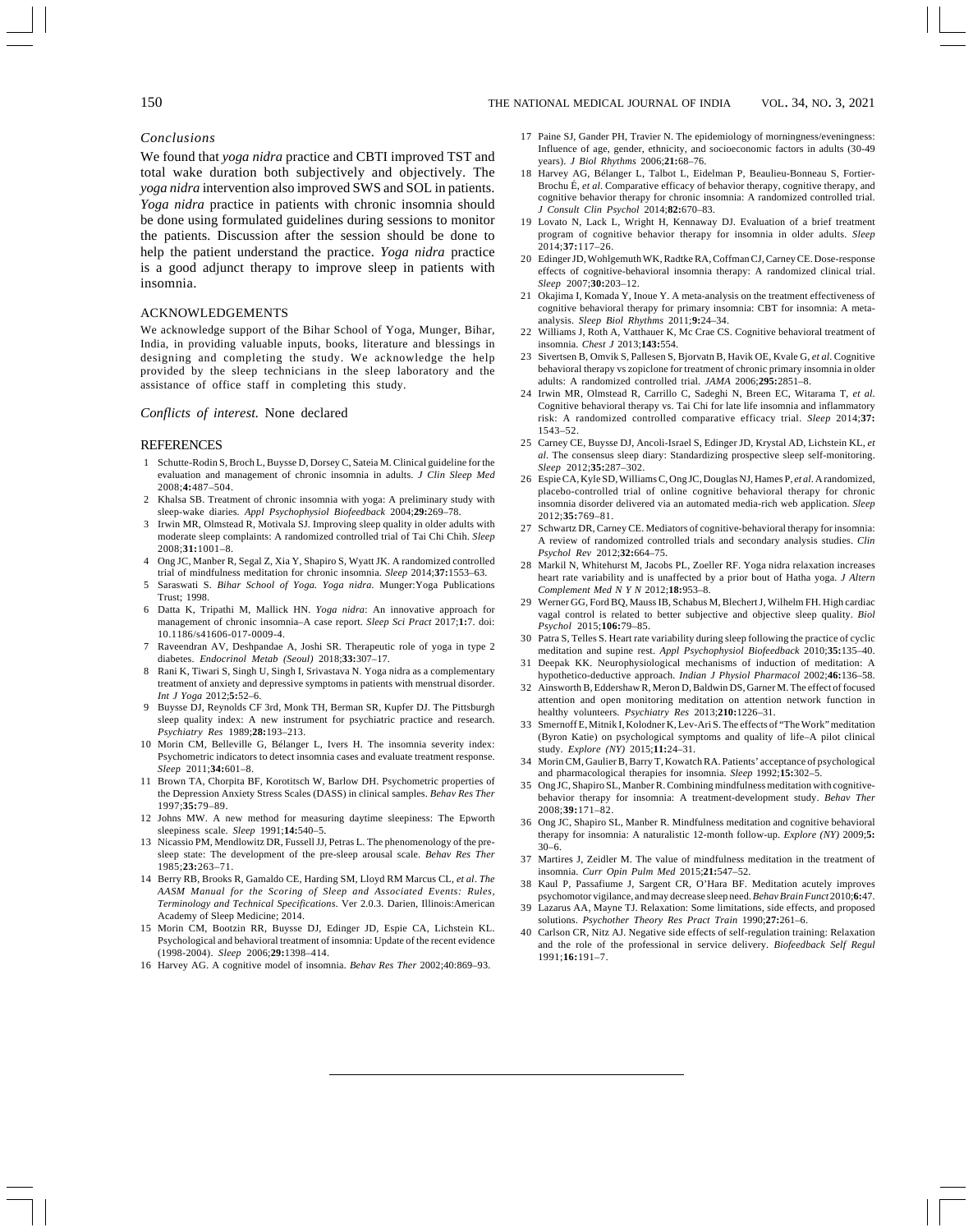### *Conclusions*

We found that *yoga nidra* practice and CBTI improved TST and total wake duration both subjectively and objectively. The *yoga nidra* intervention also improved SWS and SOL in patients. *Yoga nidra* practice in patients with chronic insomnia should be done using formulated guidelines during sessions to monitor the patients. Discussion after the session should be done to help the patient understand the practice. *Yoga nidra* practice is a good adjunct therapy to improve sleep in patients with insomnia.

## ACKNOWLEDGEMENTS

We acknowledge support of the Bihar School of Yoga, Munger, Bihar, India, in providing valuable inputs, books, literature and blessings in designing and completing the study. We acknowledge the help provided by the sleep technicians in the sleep laboratory and the assistance of office staff in completing this study.

*Conflicts of interest.* None declared

## REFERENCES

1. Schutte-Rodin S, Broch L, Buysse D, Dorsey C, Sateia M. Clinical guideline for the evaluation and management of chronic insomnia in adults. *J Clin Sleep Med* 2008;**4:**487–504.
2. Khalsa SB. Treatment of chronic insomnia with yoga: A preliminary study with sleep-wake diaries. *Appl Psychophysiol Biofeedback* 2004;**29:**269–78.
3. Irwin MR, Olmstead R, Motivala SJ. Improving sleep quality in older adults with moderate sleep complaints: A randomized controlled trial of Tai Chi Chih. *Sleep* 2008;**31:**1001–8.
4. Ong JC, Manber R, Segal Z, Xia Y, Shapiro S, Wyatt JK. A randomized controlled trial of mindfulness meditation for chronic insomnia. *Sleep* 2014;**37:**1553–63.
5. Saraswati S. *Bihar School of Yoga. Yoga nidra*. Munger:Yoga Publications Trust; 1998.
6. Datta K, Tripathi M, Mallick HN. *Yoga nidra*: An innovative approach for management of chronic insomnia–A case report. *Sleep Sci Pract* 2017;**1:**7. doi: 10.1186/s41606-017-0009-4.
7. Raveendran AV, Deshpandae A, Joshi SR. Therapeutic role of yoga in type 2 diabetes. *Endocrinol Metab (Seoul)* 2018;**33:**307–17.
8. Rani K, Tiwari S, Singh U, Singh I, Srivastava N. Yoga nidra as a complementary treatment of anxiety and depressive symptoms in patients with menstrual disorder. *Int J Yoga* 2012;**5:**52–6.
9. Buysse DJ, Reynolds CF 3rd, Monk TH, Berman SR, Kupfer DJ. The Pittsburgh sleep quality index: A new instrument for psychiatric practice and research. *Psychiatry Res* 1989;**28:**193–213.
10. Morin CM, Belleville G, Bélanger L, Ivers H. The insomnia severity index: Psychometric indicators to detect insomnia cases and evaluate treatment response. *Sleep* 2011;**34:**601–8.
11. Brown TA, Chorpita BF, Korotitsch W, Barlow DH. Psychometric properties of the Depression Anxiety Stress Scales (DASS) in clinical samples. *Behav Res Ther* 1997;**35:**79–89.
12. Johns MW. A new method for measuring daytime sleepiness: The Epworth sleepiness scale. *Sleep* 1991;**14:**540–5.
13. Nicassio PM, Mendlowitz DR, Fussell JJ, Petras L. The phenomenology of the pre-sleep state: The development of the pre-sleep arousal scale. *Behav Res Ther* 1985;**23:**263–71.
14. Berry RB, Brooks R, Gamaldo CE, Harding SM, Lloyd RM Marcus CL, *et al*. *The AASM Manual for the Scoring of Sleep and Associated Events: Rules, Terminology and Technical Specifications.* Ver 2.0.3. Darien, Illinois:American Academy of Sleep Medicine; 2014.
15. Morin CM, Bootzin RR, Buysse DJ, Edinger JD, Espie CA, Lichstein KL. Psychological and behavioral treatment of insomnia: Update of the recent evidence (1998-2004). *Sleep* 2006;**29:**1398–414.
16. Harvey AG. A cognitive model of insomnia. *Behav Res Ther* 2002;40:869–93.
17. Paine SJ, Gander PH, Travier N. The epidemiology of morningness/eveningness: Influence of age, gender, ethnicity, and socioeconomic factors in adults (30-49 years). *J Biol Rhythms* 2006;**21:**68–76.
18. Harvey AG, Bélanger L, Talbot L, Eidelman P, Beaulieu-Bonneau S, Fortier-Brochu É, *et al*. Comparative efficacy of behavior therapy, cognitive therapy, and cognitive behavior therapy for chronic insomnia: A randomized controlled trial. *J Consult Clin Psychol* 2014;**82:**670–83.
19. Lovato N, Lack L, Wright H, Kennaway DJ. Evaluation of a brief treatment program of cognitive behavior therapy for insomnia in older adults. *Sleep* 2014;**37:**117–26.
20. Edinger JD, Wohlgemuth WK, Radtke RA, Coffman CJ, Carney CE. Dose-response effects of cognitive-behavioral insomnia therapy: A randomized clinical trial. *Sleep* 2007;**30:**203–12.
21. Okajima I, Komada Y, Inoue Y. A meta-analysis on the treatment effectiveness of cognitive behavioral therapy for primary insomnia: CBT for insomnia: A meta-analysis. *Sleep Biol Rhythms* 2011;**9:**24–34.
22. Williams J, Roth A, Vatthauer K, Mc Crae CS. Cognitive behavioral treatment of insomnia. *Chest J* 2013;**143:**554.
23. Sivertsen B, Omvik S, Pallesen S, Bjorvatn B, Havik OE, Kvale G, *et al*. Cognitive behavioral therapy vs zopiclone for treatment of chronic primary insomnia in older adults: A randomized controlled trial. *JAMA* 2006;**295:**2851–8.
24. Irwin MR, Olmstead R, Carrillo C, Sadeghi N, Breen EC, Witarama T, *et al*. Cognitive behavioral therapy vs. Tai Chi for late life insomnia and inflammatory risk: A randomized controlled comparative efficacy trial. *Sleep* 2014;**37:** 1543–52.
25. Carney CE, Buysse DJ, Ancoli-Israel S, Edinger JD, Krystal AD, Lichstein KL, *et al*. The consensus sleep diary: Standardizing prospective sleep self-monitoring. *Sleep* 2012;**35:**287–302.
26. Espie CA, Kyle SD, Williams C, Ong JC, Douglas NJ, Hames P, *et al*. A randomized, placebo-controlled trial of online cognitive behavioral therapy for chronic insomnia disorder delivered via an automated media-rich web application. *Sleep* 2012;**35:**769–81.
27. Schwartz DR, Carney CE. Mediators of cognitive-behavioral therapy for insomnia: A review of randomized controlled trials and secondary analysis studies. *Clin Psychol Rev* 2012;**32:**664–75.
28. Markil N, Whitehurst M, Jacobs PL, Zoeller RF. Yoga nidra relaxation increases heart rate variability and is unaffected by a prior bout of Hatha yoga. *J Altern Complement Med N Y N* 2012;**18:**953–8.
29. Werner GG, Ford BQ, Mauss IB, Schabus M, Blechert J, Wilhelm FH. High cardiac vagal control is related to better subjective and objective sleep quality. *Biol Psychol* 2015;**106:**79–85.
30. Patra S, Telles S. Heart rate variability during sleep following the practice of cyclic meditation and supine rest. *Appl Psychophysiol Biofeedback* 2010;**35:**135–40.
31. Deepak KK. Neurophysiological mechanisms of induction of meditation: A hypothetico-deductive approach. *Indian J Physiol Pharmacol* 2002;**46:**136–58.
32. Ainsworth B, Eddershaw R, Meron D, Baldwin DS, Garner M. The effect of focused attention and open monitoring meditation on attention network function in healthy volunteers. *Psychiatry Res* 2013;**210:**1226–31.
33. Smernoff E, Mitnik I, Kolodner K, Lev-Ari S. The effects of "The Work" meditation (Byron Katie) on psychological symptoms and quality of life–A pilot clinical study. *Explore (NY)* 2015;**11:**24–31.
34. Morin CM, Gaulier B, Barry T, Kowatch RA. Patients' acceptance of psychological and pharmacological therapies for insomnia. *Sleep* 1992;**15:**302–5.
35. Ong JC, Shapiro SL, Manber R. Combining mindfulness meditation with cognitive-behavior therapy for insomnia: A treatment-development study. *Behav Ther* 2008;**39:**171–82.
36. Ong JC, Shapiro SL, Manber R. Mindfulness meditation and cognitive behavioral therapy for insomnia: A naturalistic 12-month follow-up. *Explore (NY)* 2009;**5:** 30–6.
37. Martires J, Zeidler M. The value of mindfulness meditation in the treatment of insomnia. *Curr Opin Pulm Med* 2015;**21:**547–52.
38. Kaul P, Passafiume J, Sargent CR, O'Hara BF. Meditation acutely improves psychomotor vigilance, and may decrease sleep need. *Behav Brain Funct* 2010;**6:**47.
39. Lazarus AA, Mayne TJ. Relaxation: Some limitations, side effects, and proposed solutions. *Psychother Theory Res Pract Train* 1990;**27:**261–6.
40. Carlson CR, Nitz AJ. Negative side effects of self-regulation training: Relaxation and the role of the professional in service delivery. *Biofeedback Self Regul* 1991;**16:**191–7.